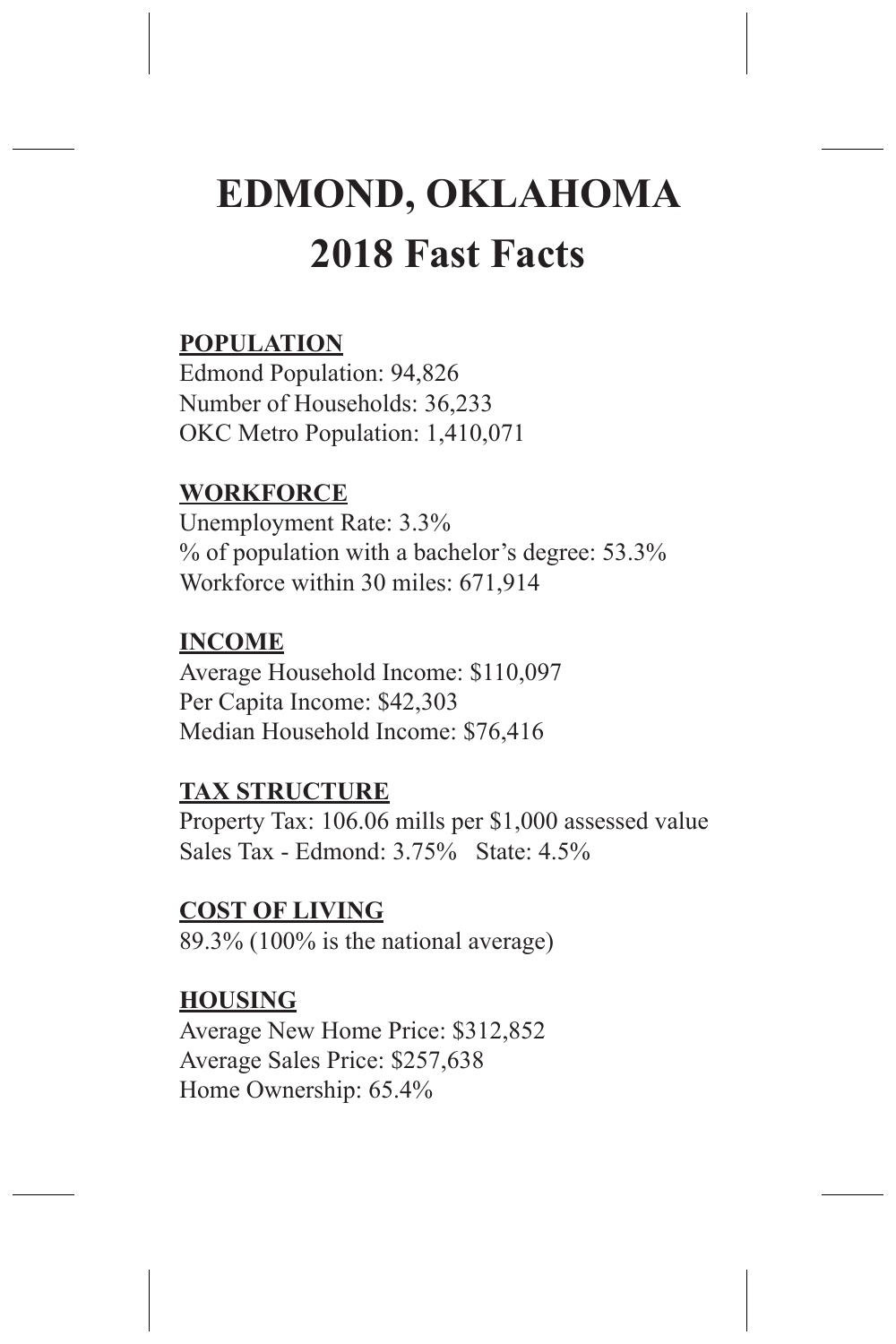# EDMOND, OKLAHOMA
# 2018 Fast Facts

**POPULATION**

Edmond Population: 94,826
Number of Households: 36,233
OKC Metro Population: 1,410,071

**WORKFORCE**

Unemployment Rate: 3.3%
% of population with a bachelor's degree: 53.3%
Workforce within 30 miles: 671,914

**INCOME**

Average Household Income: $110,097
Per Capita Income: $42,303
Median Household Income: $76,416

**TAX STRUCTURE**

Property Tax: 106.06 mills per $1,000 assessed value
Sales Tax - Edmond: 3.75% State: 4.5%

**COST OF LIVING**

89.3% (100% is the national average)

**HOUSING**

Average New Home Price: $312,852
Average Sales Price: $257,638
Home Ownership: 65.4%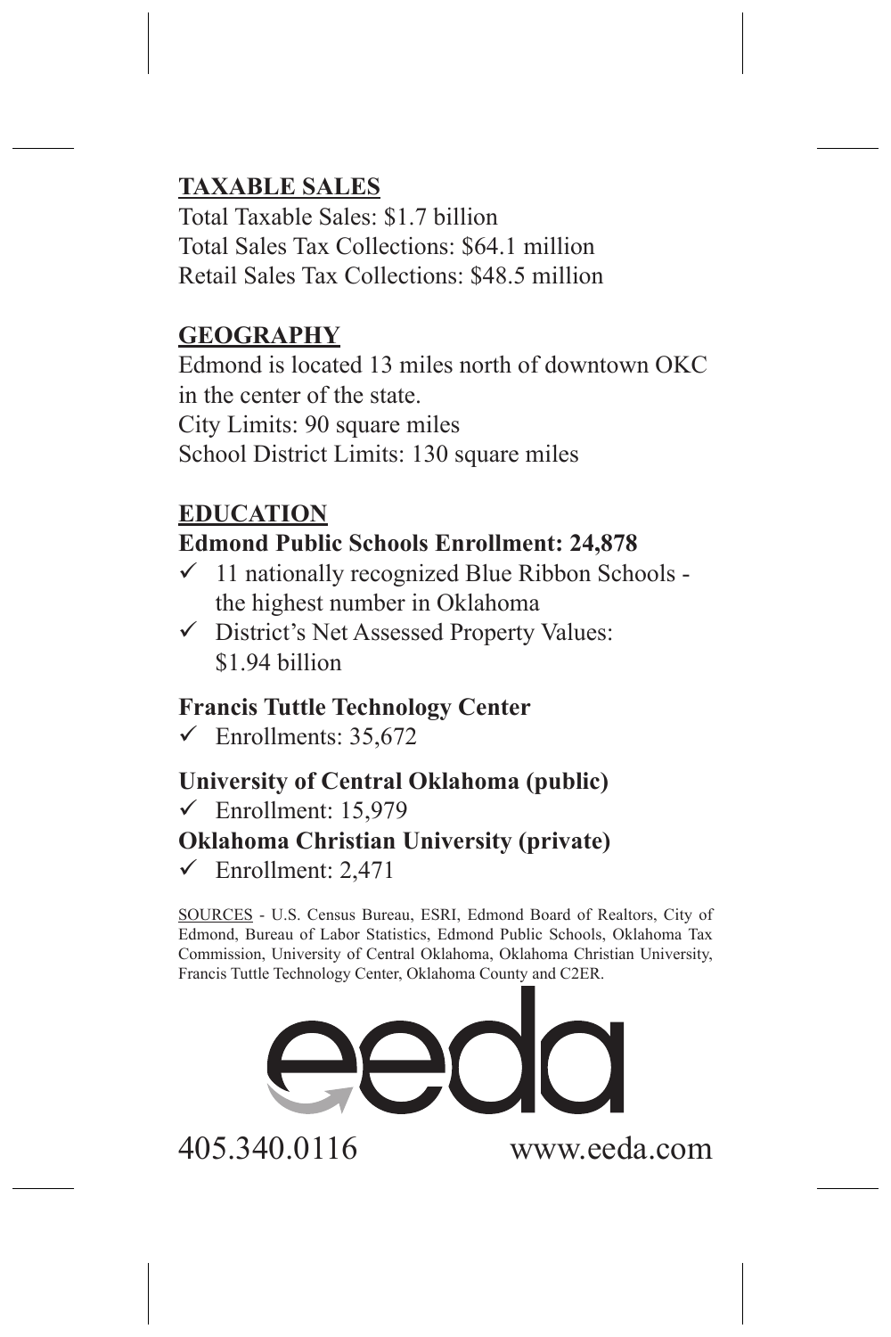## TAXABLE SALES

Total Taxable Sales: $1.7 billion
Total Sales Tax Collections: $64.1 million
Retail Sales Tax Collections: $48.5 million

## GEOGRAPHY

Edmond is located 13 miles north of downtown OKC in the center of the state.
City Limits: 90 square miles
School District Limits: 130 square miles

## EDUCATION

**Edmond Public Schools Enrollment: 24,878**

- ✓ 11 nationally recognized Blue Ribbon Schools - the highest number in Oklahoma
- ✓ District's Net Assessed Property Values: $1.94 billion

**Francis Tuttle Technology Center**

- ✓ Enrollments: 35,672

**University of Central Oklahoma (public)**

- ✓ Enrollment: 15,979

**Oklahoma Christian University (private)**

- ✓ Enrollment: 2,471

SOURCES - U.S. Census Bureau, ESRI, Edmond Board of Realtors, City of Edmond, Bureau of Labor Statistics, Edmond Public Schools, Oklahoma Tax Commission, University of Central Oklahoma, Oklahoma Christian University, Francis Tuttle Technology Center, Oklahoma County and C2ER.

eeda

405.340.0116 www.eeda.com